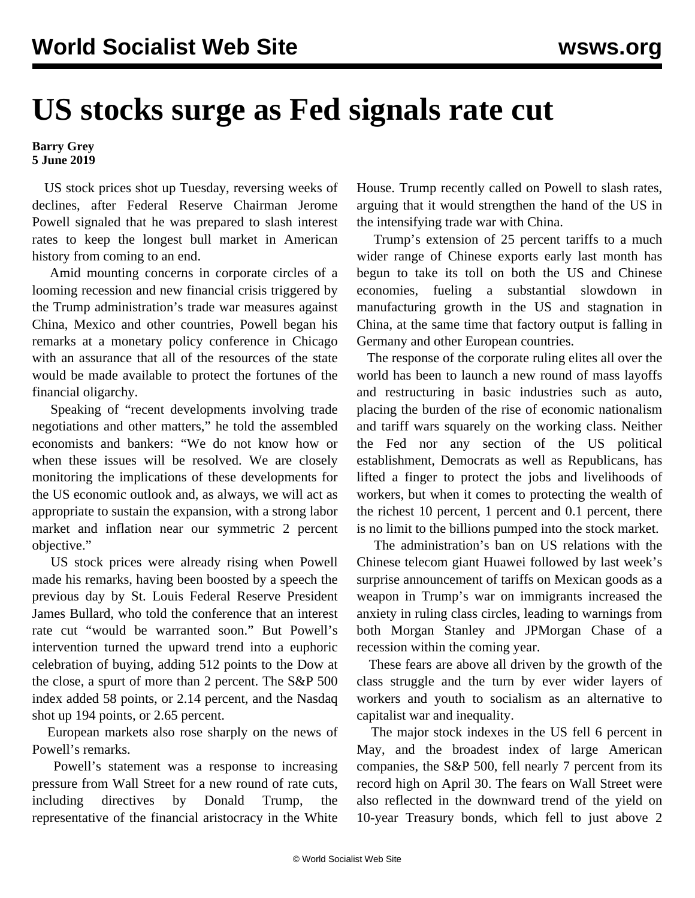# US stocks surge as Fed signals rate cut

**Barry Grey**
**5 June 2019**

US stock prices shot up Tuesday, reversing weeks of declines, after Federal Reserve Chairman Jerome Powell signaled that he was prepared to slash interest rates to keep the longest bull market in American history from coming to an end.

Amid mounting concerns in corporate circles of a looming recession and new financial crisis triggered by the Trump administration's trade war measures against China, Mexico and other countries, Powell began his remarks at a monetary policy conference in Chicago with an assurance that all of the resources of the state would be made available to protect the fortunes of the financial oligarchy.

Speaking of "recent developments involving trade negotiations and other matters," he told the assembled economists and bankers: "We do not know how or when these issues will be resolved. We are closely monitoring the implications of these developments for the US economic outlook and, as always, we will act as appropriate to sustain the expansion, with a strong labor market and inflation near our symmetric 2 percent objective."

US stock prices were already rising when Powell made his remarks, having been boosted by a speech the previous day by St. Louis Federal Reserve President James Bullard, who told the conference that an interest rate cut "would be warranted soon." But Powell's intervention turned the upward trend into a euphoric celebration of buying, adding 512 points to the Dow at the close, a spurt of more than 2 percent. The S&P 500 index added 58 points, or 2.14 percent, and the Nasdaq shot up 194 points, or 2.65 percent.

European markets also rose sharply on the news of Powell's remarks.

Powell's statement was a response to increasing pressure from Wall Street for a new round of rate cuts, including directives by Donald Trump, the representative of the financial aristocracy in the White House. Trump recently called on Powell to slash rates, arguing that it would strengthen the hand of the US in the intensifying trade war with China.

Trump's extension of 25 percent tariffs to a much wider range of Chinese exports early last month has begun to take its toll on both the US and Chinese economies, fueling a substantial slowdown in manufacturing growth in the US and stagnation in China, at the same time that factory output is falling in Germany and other European countries.

The response of the corporate ruling elites all over the world has been to launch a new round of mass layoffs and restructuring in basic industries such as auto, placing the burden of the rise of economic nationalism and tariff wars squarely on the working class. Neither the Fed nor any section of the US political establishment, Democrats as well as Republicans, has lifted a finger to protect the jobs and livelihoods of workers, but when it comes to protecting the wealth of the richest 10 percent, 1 percent and 0.1 percent, there is no limit to the billions pumped into the stock market.

The administration's ban on US relations with the Chinese telecom giant Huawei followed by last week's surprise announcement of tariffs on Mexican goods as a weapon in Trump's war on immigrants increased the anxiety in ruling class circles, leading to warnings from both Morgan Stanley and JPMorgan Chase of a recession within the coming year.

These fears are above all driven by the growth of the class struggle and the turn by ever wider layers of workers and youth to socialism as an alternative to capitalist war and inequality.

The major stock indexes in the US fell 6 percent in May, and the broadest index of large American companies, the S&P 500, fell nearly 7 percent from its record high on April 30. The fears on Wall Street were also reflected in the downward trend of the yield on 10-year Treasury bonds, which fell to just above 2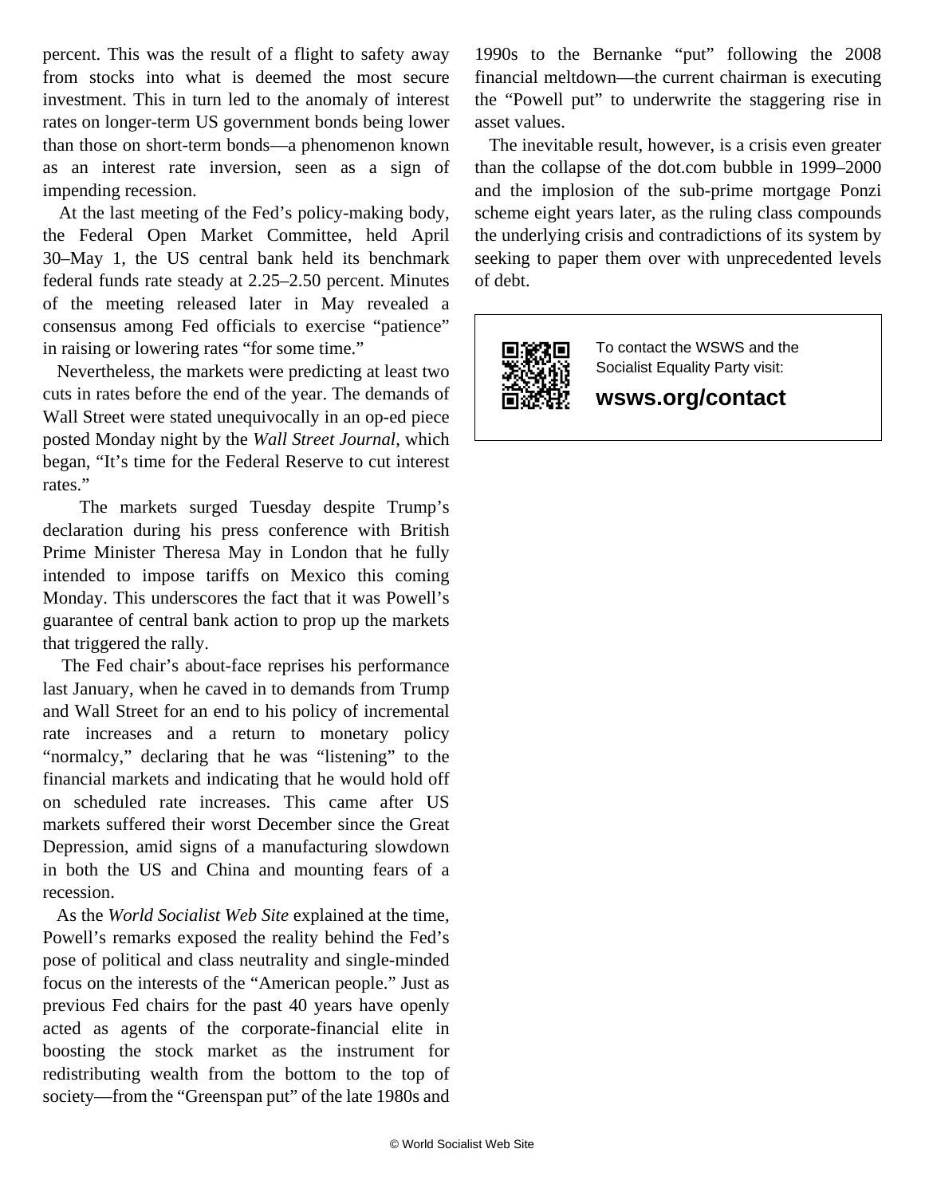percent. This was the result of a flight to safety away from stocks into what is deemed the most secure investment. This in turn led to the anomaly of interest rates on longer-term US government bonds being lower than those on short-term bonds—a phenomenon known as an interest rate inversion, seen as a sign of impending recession.

At the last meeting of the Fed's policy-making body, the Federal Open Market Committee, held April 30–May 1, the US central bank held its benchmark federal funds rate steady at 2.25–2.50 percent. Minutes of the meeting released later in May revealed a consensus among Fed officials to exercise "patience" in raising or lowering rates "for some time."

Nevertheless, the markets were predicting at least two cuts in rates before the end of the year. The demands of Wall Street were stated unequivocally in an op-ed piece posted Monday night by the *Wall Street Journal*, which began, "It's time for the Federal Reserve to cut interest rates."

The markets surged Tuesday despite Trump's declaration during his press conference with British Prime Minister Theresa May in London that he fully intended to impose tariffs on Mexico this coming Monday. This underscores the fact that it was Powell's guarantee of central bank action to prop up the markets that triggered the rally.

The Fed chair's about-face reprises his performance last January, when he caved in to demands from Trump and Wall Street for an end to his policy of incremental rate increases and a return to monetary policy "normalcy," declaring that he was "listening" to the financial markets and indicating that he would hold off on scheduled rate increases. This came after US markets suffered their worst December since the Great Depression, amid signs of a manufacturing slowdown in both the US and China and mounting fears of a recession.

As the *World Socialist Web Site* explained at the time, Powell's remarks exposed the reality behind the Fed's pose of political and class neutrality and single-minded focus on the interests of the "American people." Just as previous Fed chairs for the past 40 years have openly acted as agents of the corporate-financial elite in boosting the stock market as the instrument for redistributing wealth from the bottom to the top of society—from the "Greenspan put" of the late 1980s and 1990s to the Bernanke "put" following the 2008 financial meltdown—the current chairman is executing the "Powell put" to underwrite the staggering rise in asset values.

The inevitable result, however, is a crisis even greater than the collapse of the dot.com bubble in 1999–2000 and the implosion of the sub-prime mortgage Ponzi scheme eight years later, as the ruling class compounds the underlying crisis and contradictions of its system by seeking to paper them over with unprecedented levels of debt.

To contact the WSWS and the Socialist Equality Party visit:

**wsws.org/contact**